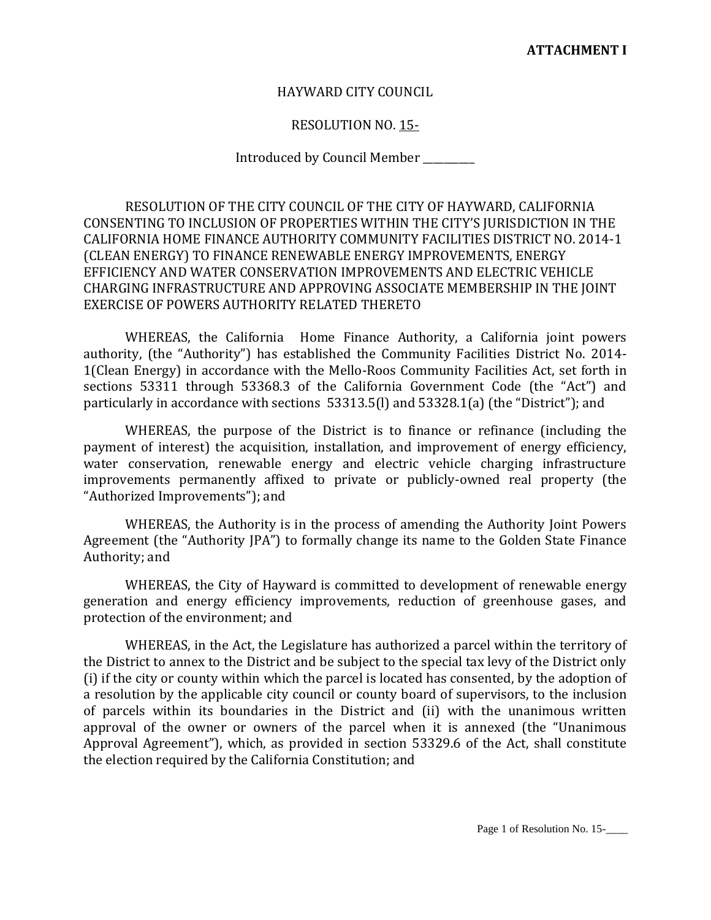**ATTACHMENT I**

HAYWARD CITY COUNCIL

RESOLUTION NO. 15-

Introduced by Council Member __________

RESOLUTION OF THE CITY COUNCIL OF THE CITY OF HAYWARD, CALIFORNIA CONSENTING TO INCLUSION OF PROPERTIES WITHIN THE CITY'S JURISDICTION IN THE CALIFORNIA HOME FINANCE AUTHORITY COMMUNITY FACILITIES DISTRICT NO. 2014-1 (CLEAN ENERGY) TO FINANCE RENEWABLE ENERGY IMPROVEMENTS, ENERGY EFFICIENCY AND WATER CONSERVATION IMPROVEMENTS AND ELECTRIC VEHICLE CHARGING INFRASTRUCTURE AND APPROVING ASSOCIATE MEMBERSHIP IN THE JOINT EXERCISE OF POWERS AUTHORITY RELATED THERETO

WHEREAS, the California Home Finance Authority, a California joint powers authority, (the "Authority") has established the Community Facilities District No. 2014-1(Clean Energy) in accordance with the Mello-Roos Community Facilities Act, set forth in sections 53311 through 53368.3 of the California Government Code (the "Act") and particularly in accordance with sections 53313.5(l) and 53328.1(a) (the "District"); and

WHEREAS, the purpose of the District is to finance or refinance (including the payment of interest) the acquisition, installation, and improvement of energy efficiency, water conservation, renewable energy and electric vehicle charging infrastructure improvements permanently affixed to private or publicly-owned real property (the "Authorized Improvements"); and

WHEREAS, the Authority is in the process of amending the Authority Joint Powers Agreement (the "Authority JPA") to formally change its name to the Golden State Finance Authority; and

WHEREAS, the City of Hayward is committed to development of renewable energy generation and energy efficiency improvements, reduction of greenhouse gases, and protection of the environment; and

WHEREAS, in the Act, the Legislature has authorized a parcel within the territory of the District to annex to the District and be subject to the special tax levy of the District only (i) if the city or county within which the parcel is located has consented, by the adoption of a resolution by the applicable city council or county board of supervisors, to the inclusion of parcels within its boundaries in the District and (ii) with the unanimous written approval of the owner or owners of the parcel when it is annexed (the "Unanimous Approval Agreement"), which, as provided in section 53329.6 of the Act, shall constitute the election required by the California Constitution; and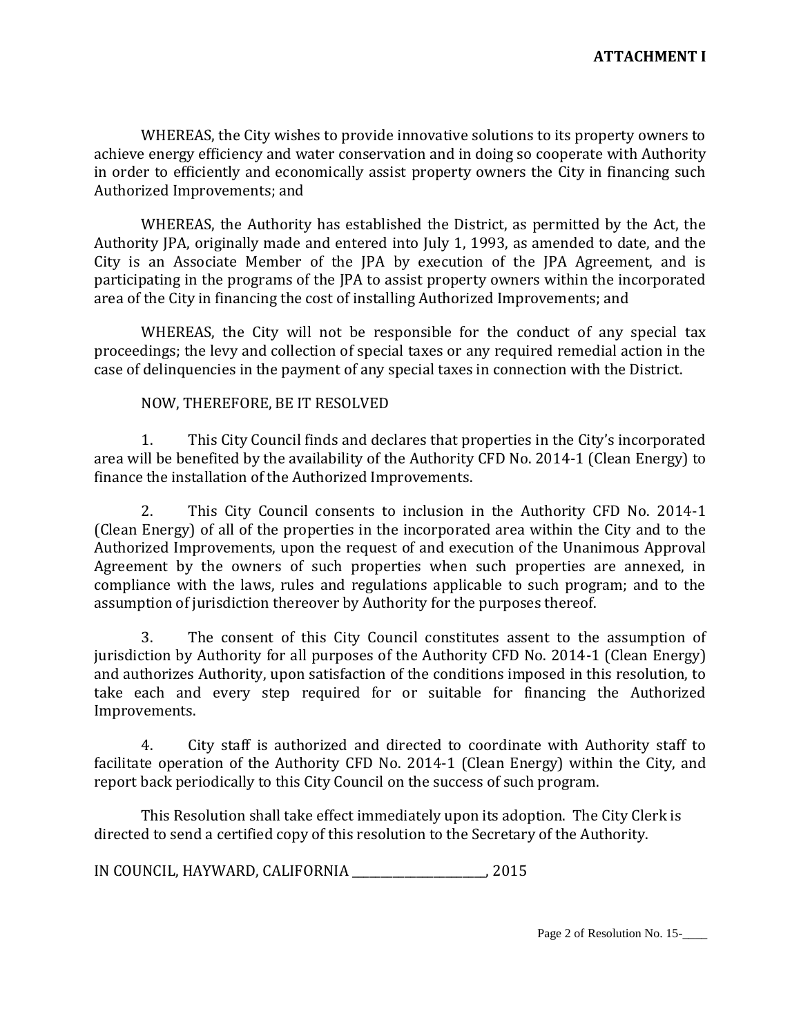**ATTACHMENT I**

WHEREAS, the City wishes to provide innovative solutions to its property owners to achieve energy efficiency and water conservation and in doing so cooperate with Authority in order to efficiently and economically assist property owners the City in financing such Authorized Improvements; and

WHEREAS, the Authority has established the District, as permitted by the Act, the Authority JPA, originally made and entered into July 1, 1993, as amended to date, and the City is an Associate Member of the JPA by execution of the JPA Agreement, and is participating in the programs of the JPA to assist property owners within the incorporated area of the City in financing the cost of installing Authorized Improvements; and

WHEREAS, the City will not be responsible for the conduct of any special tax proceedings; the levy and collection of special taxes or any required remedial action in the case of delinquencies in the payment of any special taxes in connection with the District.

NOW, THEREFORE, BE IT RESOLVED

1. This City Council finds and declares that properties in the City's incorporated area will be benefited by the availability of the Authority CFD No. 2014-1 (Clean Energy) to finance the installation of the Authorized Improvements.

2. This City Council consents to inclusion in the Authority CFD No. 2014-1 (Clean Energy) of all of the properties in the incorporated area within the City and to the Authorized Improvements, upon the request of and execution of the Unanimous Approval Agreement by the owners of such properties when such properties are annexed, in compliance with the laws, rules and regulations applicable to such program; and to the assumption of jurisdiction thereover by Authority for the purposes thereof.

3. The consent of this City Council constitutes assent to the assumption of jurisdiction by Authority for all purposes of the Authority CFD No. 2014-1 (Clean Energy) and authorizes Authority, upon satisfaction of the conditions imposed in this resolution, to take each and every step required for or suitable for financing the Authorized Improvements.

4. City staff is authorized and directed to coordinate with Authority staff to facilitate operation of the Authority CFD No. 2014-1 (Clean Energy) within the City, and report back periodically to this City Council on the success of such program.

This Resolution shall take effect immediately upon its adoption. The City Clerk is directed to send a certified copy of this resolution to the Secretary of the Authority.

IN COUNCIL, HAYWARD, CALIFORNIA _____________________, 2015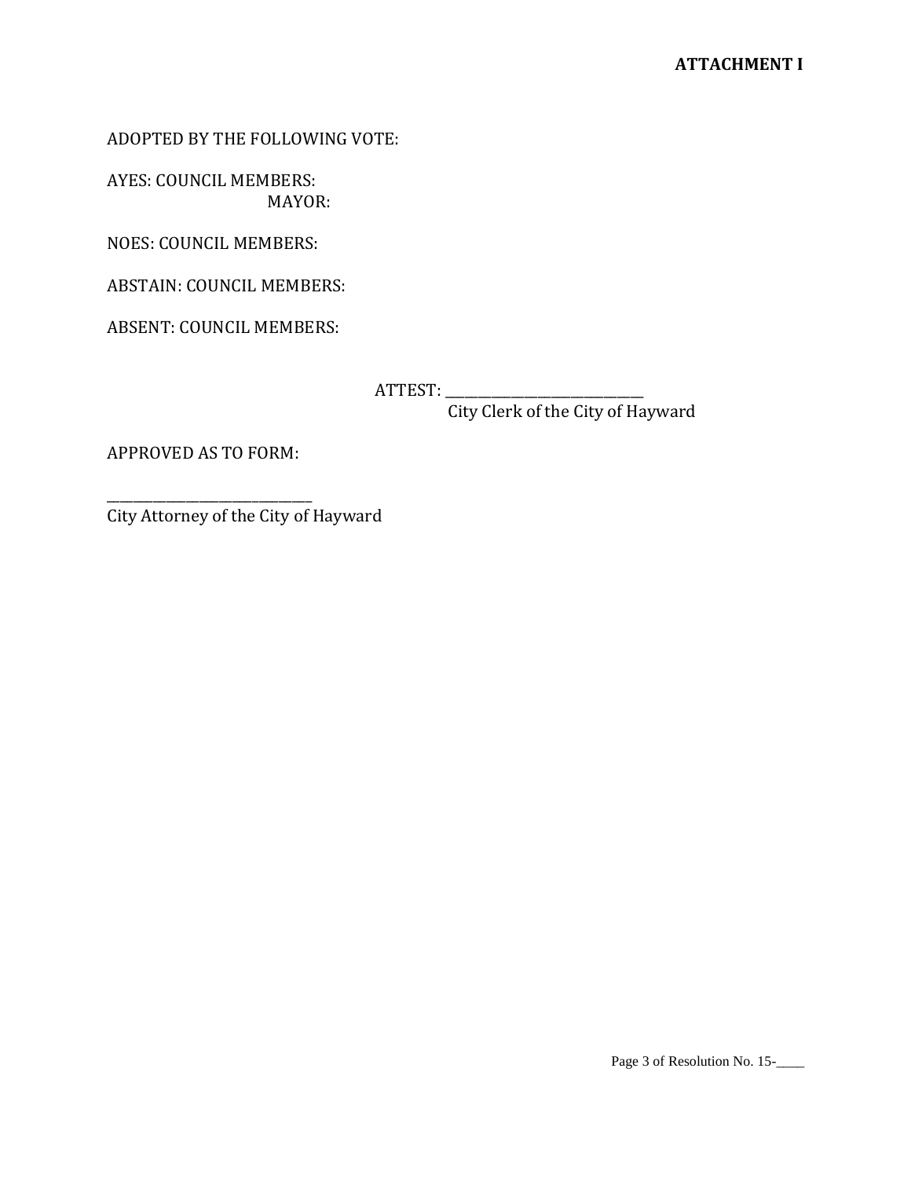**ATTACHMENT I**

ADOPTED BY THE FOLLOWING VOTE:

AYES: COUNCIL MEMBERS:
MAYOR:

NOES: COUNCIL MEMBERS:

ABSTAIN: COUNCIL MEMBERS:

ABSENT: COUNCIL MEMBERS:

ATTEST: ______________________________
City Clerk of the City of Hayward

APPROVED AS TO FORM:

______________________________
City Attorney of the City of Hayward